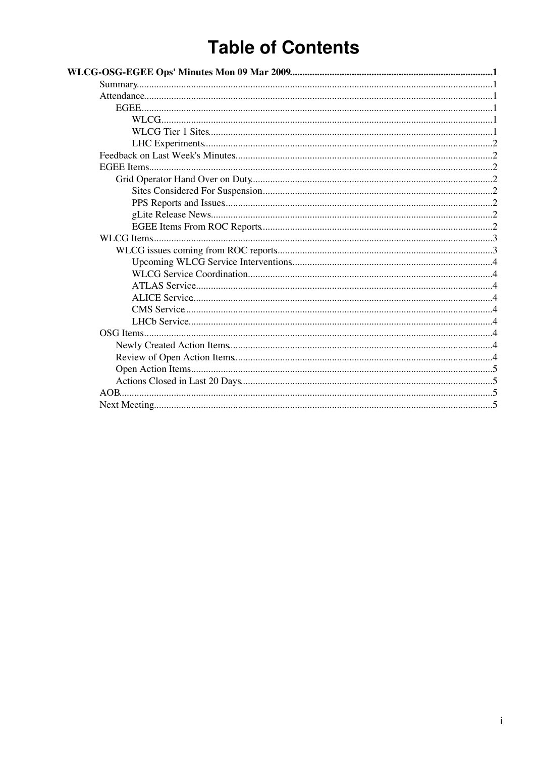# Table of Contents

**WLCG-OSG-EGEE Ops' Minutes Mon 09 Mar 2009.................................................................................1**

- Summary.............................................................................................................................1
- Attendance..........................................................................................................................1
  - EGEE...........................................................................................................................1
    - WLCG....................................................................................................................1
    - WLCG Tier 1 Sites..................................................................................................1
    - LHC Experiments....................................................................................................2
- Feedback on Last Week's Minutes.......................................................................................2
- EGEE Items.........................................................................................................................2
  - Grid Operator Hand Over on Duty.................................................................................2
    - Sites Considered For Suspension............................................................................2
    - PPS Reports and Issues...........................................................................................2
    - gLite Release News.................................................................................................2
    - EGEE Items From ROC Reports.............................................................................2
- WLCG Items........................................................................................................................3
  - WLCG issues coming from ROC reports......................................................................3
    - Upcoming WLCG Service Interventions................................................................4
    - WLCG Service Coordination..................................................................................4
    - ATLAS Service.......................................................................................................4
    - ALICE Service........................................................................................................4
    - CMS Service...........................................................................................................4
    - LHCb Service..........................................................................................................4
- OSG Items...........................................................................................................................4
  - Newly Created Action Items.........................................................................................4
  - Review of Open Action Items........................................................................................4
  - Open Action Items.........................................................................................................5
  - Actions Closed in Last 20 Days....................................................................................5
- AOB.....................................................................................................................................5
- Next Meeting.......................................................................................................................5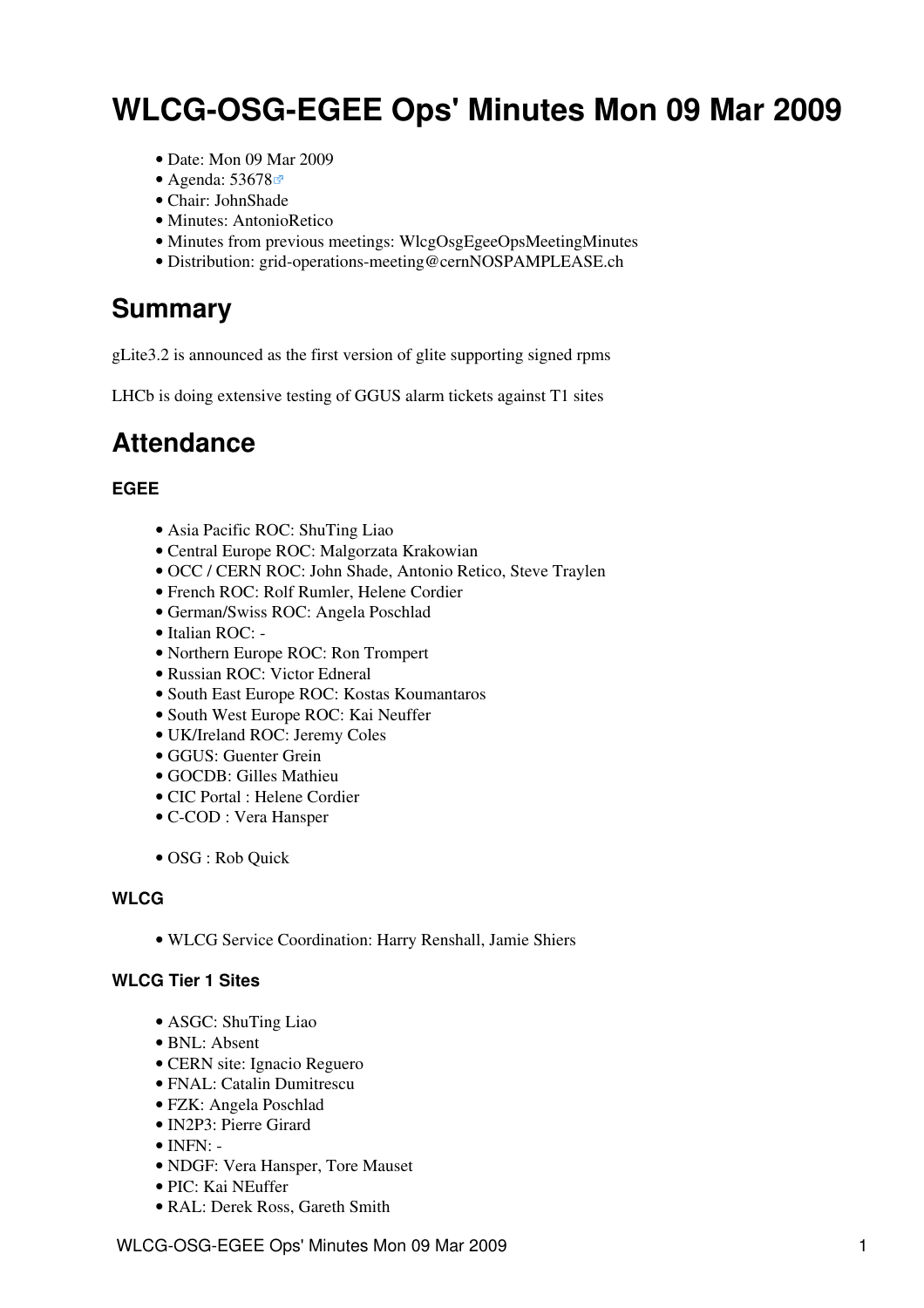# WLCG-OSG-EGEE Ops' Minutes Mon 09 Mar 2009

- Date: Mon 09 Mar 2009
- Agenda: 53678
- Chair: JohnShade
- Minutes: AntonioRetico
- Minutes from previous meetings: WlcgOsgEgeeOpsMeetingMinutes
- Distribution: grid-operations-meeting@cernNOSPAMPLEASE.ch

## Summary

gLite3.2 is announced as the first version of glite supporting signed rpms

LHCb is doing extensive testing of GGUS alarm tickets against T1 sites

## Attendance

### EGEE

- Asia Pacific ROC: ShuTing Liao
- Central Europe ROC: Malgorzata Krakowian
- OCC / CERN ROC: John Shade, Antonio Retico, Steve Traylen
- French ROC: Rolf Rumler, Helene Cordier
- German/Swiss ROC: Angela Poschlad
- Italian ROC: -
- Northern Europe ROC: Ron Trompert
- Russian ROC: Victor Edneral
- South East Europe ROC: Kostas Koumantaros
- South West Europe ROC: Kai Neuffer
- UK/Ireland ROC: Jeremy Coles
- GGUS: Guenter Grein
- GOCDB: Gilles Mathieu
- CIC Portal : Helene Cordier
- C-COD : Vera Hansper

- OSG : Rob Quick

### WLCG

- WLCG Service Coordination: Harry Renshall, Jamie Shiers

### WLCG Tier 1 Sites

- ASGC: ShuTing Liao
- BNL: Absent
- CERN site: Ignacio Reguero
- FNAL: Catalin Dumitrescu
- FZK: Angela Poschlad
- IN2P3: Pierre Girard
- INFN: -
- NDGF: Vera Hansper, Tore Mauset
- PIC: Kai NEuffer
- RAL: Derek Ross, Gareth Smith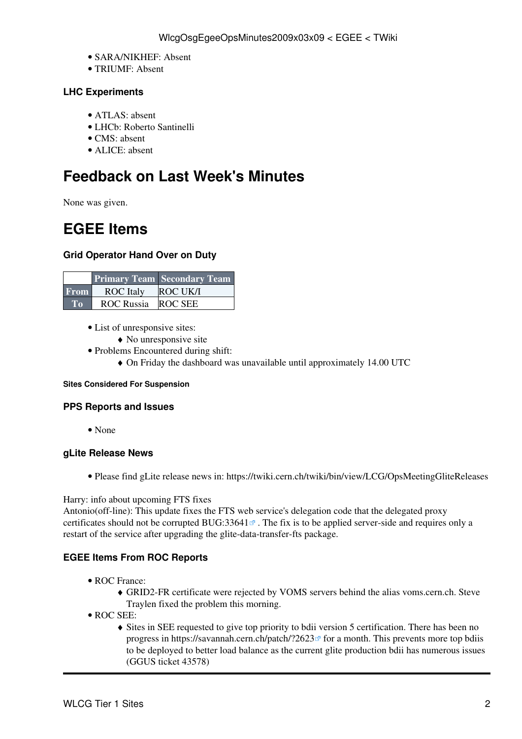- SARA/NIKHEF: Absent
- TRIUMF: Absent

### LHC Experiments

- ATLAS: absent
- LHCb: Roberto Santinelli
- CMS: absent
- ALICE: absent

# Feedback on Last Week's Minutes

None was given.

# EGEE Items

### Grid Operator Hand Over on Duty

| | Primary Team | Secondary Team |
|---|---|---|
| From | ROC Italy | ROC UK/I |
| To | ROC Russia | ROC SEE |

- List of unresponsive sites:
  - No unresponsive site
- Problems Encountered during shift:
  - On Friday the dashboard was unavailable until approximately 14.00 UTC

#### Sites Considered For Suspension

### PPS Reports and Issues

- None

### gLite Release News

- Please find gLite release news in: https://twiki.cern.ch/twiki/bin/view/LCG/OpsMeetingGliteReleases

Harry: info about upcoming FTS fixes
Antonio(off-line): This update fixes the FTS web service's delegation code that the delegated proxy certificates should not be corrupted BUG:33641 . The fix is to be applied server-side and requires only a restart of the service after upgrading the glite-data-transfer-fts package.

### EGEE Items From ROC Reports

- ROC France:
  - GRID2-FR certificate were rejected by VOMS servers behind the alias voms.cern.ch. Steve Traylen fixed the problem this morning.
- ROC SEE:
  - Sites in SEE requested to give top priority to bdii version 5 certification. There has been no progress in https://savannah.cern.ch/patch/?2623 for a month. This prevents more top bdiis to be deployed to better load balance as the current glite production bdii has numerous issues (GGUS ticket 43578)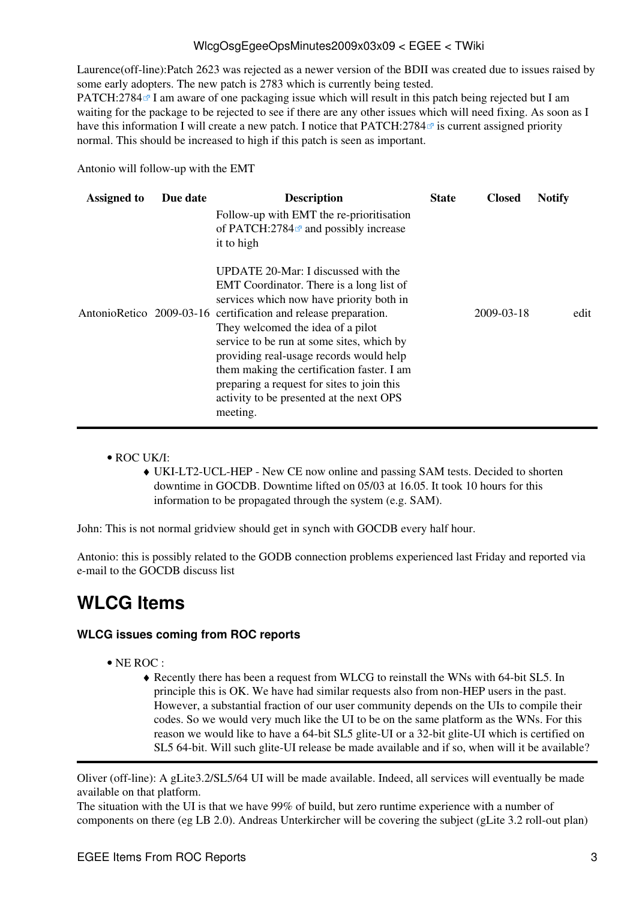Laurence(off-line):Patch 2623 was rejected as a newer version of the BDII was created due to issues raised by some early adopters. The new patch is 2783 which is currently being tested.
PATCH:2784 I am aware of one packaging issue which will result in this patch being rejected but I am waiting for the package to be rejected to see if there are any other issues which will need fixing. As soon as I have this information I will create a new patch. I notice that PATCH:2784 is current assigned priority normal. This should be increased to high if this patch is seen as important.

Antonio will follow-up with the EMT

| Assigned to | Due date | Description | State | Closed | Notify | |
|---|---|---|---|---|---|---|
| AntonioRetico | 2009-03-16 | Follow-up with EMT the re-prioritisation of PATCH:2784 and possibly increase it to high<br><br>UPDATE 20-Mar: I discussed with the EMT Coordinator. There is a long list of services which now have priority both in certification and release preparation. They welcomed the idea of a pilot service to be run at some sites, which by providing real-usage records would help them making the certification faster. I am preparing a request for sites to join this activity to be presented at the next OPS meeting. | | 2009-03-18 | | edit |

- ROC UK/I:
    - UKI-LT2-UCL-HEP - New CE now online and passing SAM tests. Decided to shorten downtime in GOCDB. Downtime lifted on 05/03 at 16.05. It took 10 hours for this information to be propagated through the system (e.g. SAM).

John: This is not normal gridview should get in synch with GOCDB every half hour.

Antonio: this is possibly related to the GODB connection problems experienced last Friday and reported via e-mail to the GOCDB discuss list

# WLCG Items

### WLCG issues coming from ROC reports

- NE ROC :
    - Recently there has been a request from WLCG to reinstall the WNs with 64-bit SL5. In principle this is OK. We have had similar requests also from non-HEP users in the past. However, a substantial fraction of our user community depends on the UIs to compile their codes. So we would very much like the UI to be on the same platform as the WNs. For this reason we would like to have a 64-bit SL5 glite-UI or a 32-bit glite-UI which is certified on SL5 64-bit. Will such glite-UI release be made available and if so, when will it be available?

Oliver (off-line): A gLite3.2/SL5/64 UI will be made available. Indeed, all services will eventually be made available on that platform.
The situation with the UI is that we have 99% of build, but zero runtime experience with a number of components on there (eg LB 2.0). Andreas Unterkircher will be covering the subject (gLite 3.2 roll-out plan)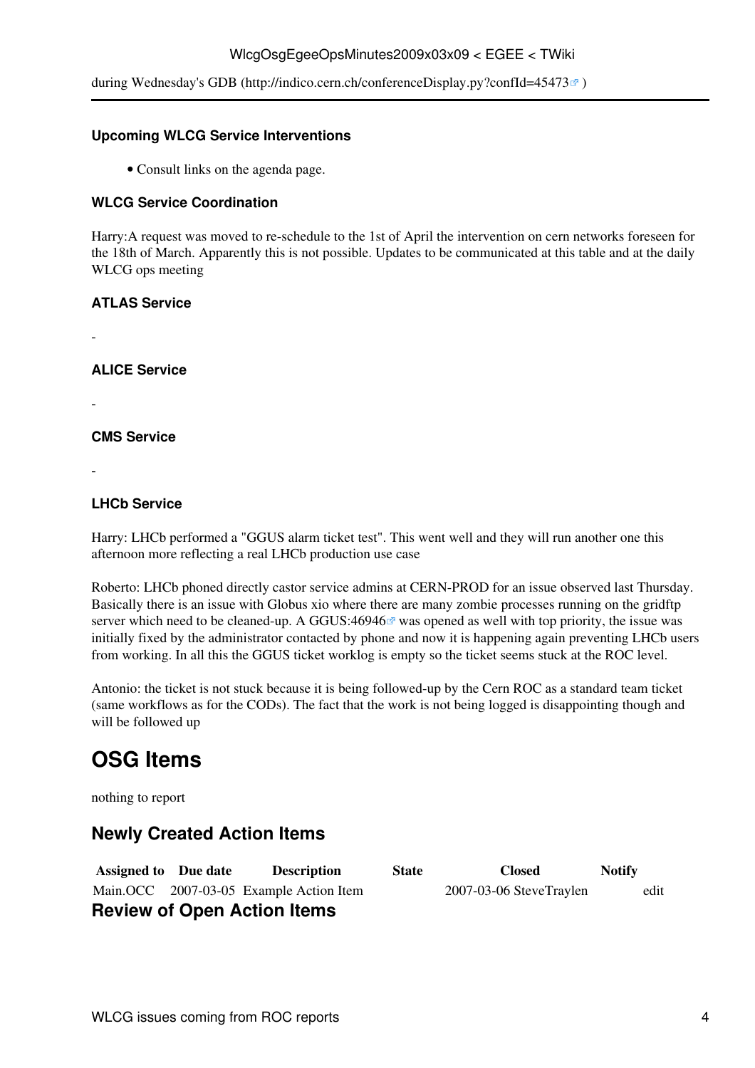during Wednesday's GDB (http://indico.cern.ch/conferenceDisplay.py?confId=45473 )

### Upcoming WLCG Service Interventions

- Consult links on the agenda page.

### WLCG Service Coordination

Harry:A request was moved to re-schedule to the 1st of April the intervention on cern networks foreseen for the 18th of March. Apparently this is not possible. Updates to be communicated at this table and at the daily WLCG ops meeting

### ATLAS Service

-

### ALICE Service

-

### CMS Service

-

### LHCb Service

Harry: LHCb performed a "GGUS alarm ticket test". This went well and they will run another one this afternoon more reflecting a real LHCb production use case

Roberto: LHCb phoned directly castor service admins at CERN-PROD for an issue observed last Thursday. Basically there is an issue with Globus xio where there are many zombie processes running on the gridftp server which need to be cleaned-up. A GGUS:46946 was opened as well with top priority, the issue was initially fixed by the administrator contacted by phone and now it is happening again preventing LHCb users from working. In all this the GGUS ticket worklog is empty so the ticket seems stuck at the ROC level.

Antonio: the ticket is not stuck because it is being followed-up by the Cern ROC as a standard team ticket (same workflows as for the CODs). The fact that the work is not being logged is disappointing though and will be followed up

# OSG Items

nothing to report

## Newly Created Action Items

| Assigned to | Due date | Description | State | Closed | Notify | |
|---|---|---|---|---|---|---|
| Main.OCC | 2007-03-05 | Example Action Item | | 2007-03-06 | SteveTraylen | edit |

## Review of Open Action Items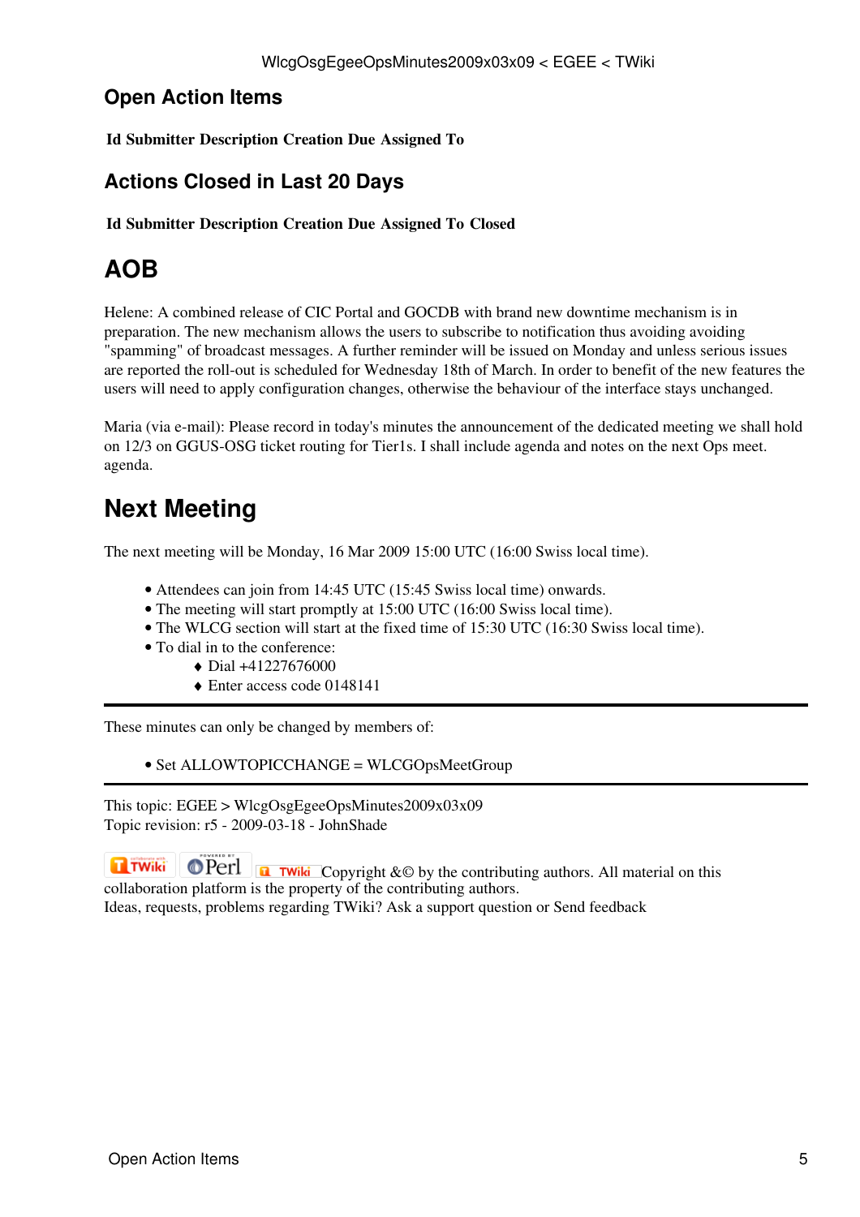## Open Action Items

| Id | Submitter | Description | Creation | Due | Assigned To |
|---|---|---|---|---|---|

## Actions Closed in Last 20 Days

| Id | Submitter | Description | Creation | Due | Assigned To | Closed |
|---|---|---|---|---|---|---|

# AOB

Helene: A combined release of CIC Portal and GOCDB with brand new downtime mechanism is in preparation. The new mechanism allows the users to subscribe to notification thus avoiding avoiding "spamming" of broadcast messages. A further reminder will be issued on Monday and unless serious issues are reported the roll-out is scheduled for Wednesday 18th of March. In order to benefit of the new features the users will need to apply configuration changes, otherwise the behaviour of the interface stays unchanged.

Maria (via e-mail): Please record in today's minutes the announcement of the dedicated meeting we shall hold on 12/3 on GGUS-OSG ticket routing for Tier1s. I shall include agenda and notes on the next Ops meet. agenda.

# Next Meeting

The next meeting will be Monday, 16 Mar 2009 15:00 UTC (16:00 Swiss local time).

- Attendees can join from 14:45 UTC (15:45 Swiss local time) onwards.
- The meeting will start promptly at 15:00 UTC (16:00 Swiss local time).
- The WLCG section will start at the fixed time of 15:30 UTC (16:30 Swiss local time).
- To dial in to the conference:
    - Dial +41227676000
    - Enter access code 0148141

---

These minutes can only be changed by members of:

- Set ALLOWTOPICCHANGE = WLCGOpsMeetGroup

---

This topic: EGEE > WlcgOsgEgeeOpsMinutes2009x03x09
Topic revision: r5 - 2009-03-18 - JohnShade

Copyright &© by the contributing authors. All material on this collaboration platform is the property of the contributing authors.
Ideas, requests, problems regarding TWiki? Ask a support question or Send feedback